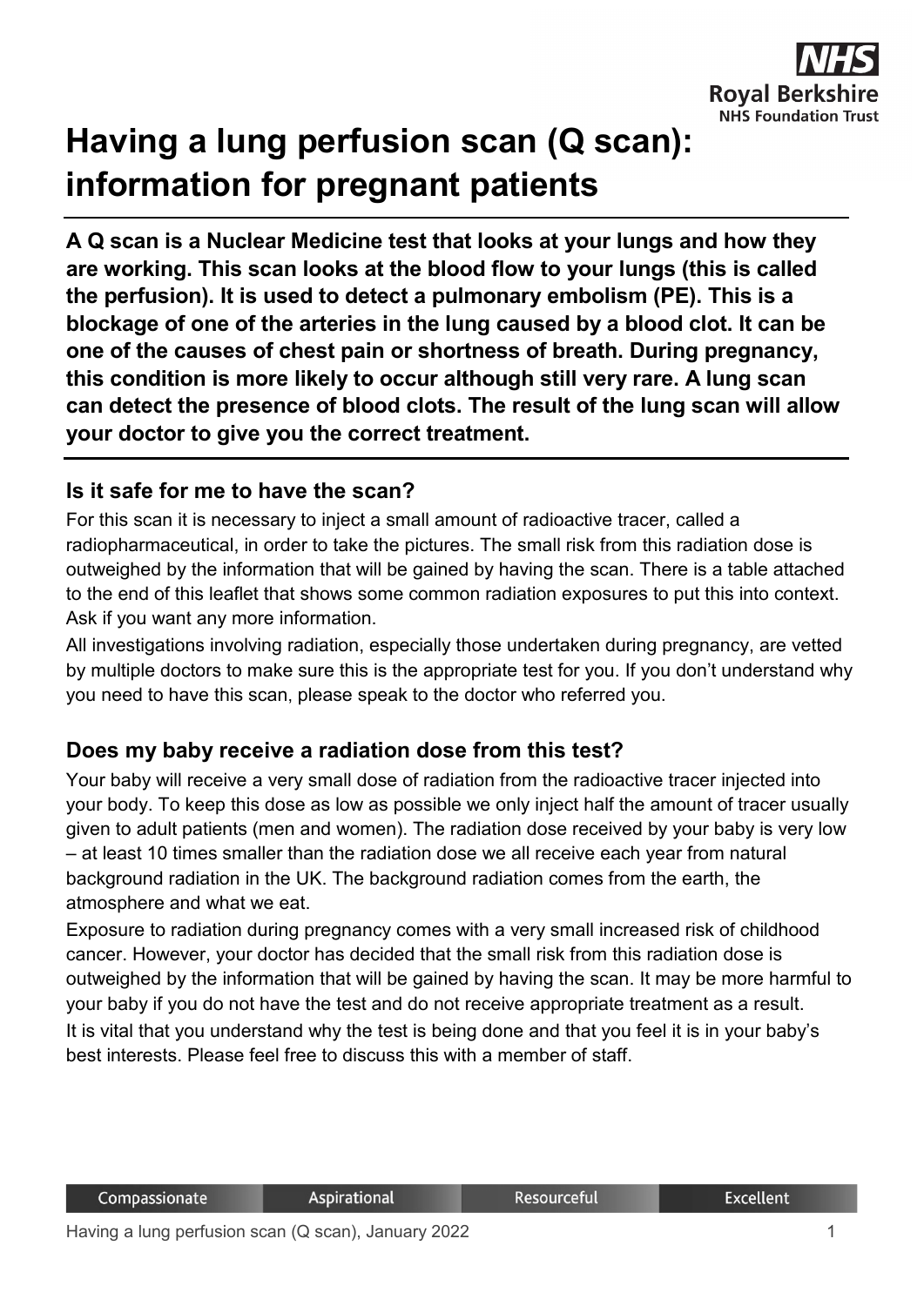# Having a lung perfusion scan (Q scan): information for pregnant patients

**A Q scan is a Nuclear Medicine test that looks at your lungs and how they are working. This scan looks at the blood flow to your lungs (this is called the perfusion). It is used to detect a pulmonary embolism (PE). This is a blockage of one of the arteries in the lung caused by a blood clot. It can be one of the causes of chest pain or shortness of breath. During pregnancy, this condition is more likely to occur although still very rare. A lung scan can detect the presence of blood clots. The result of the lung scan will allow your doctor to give you the correct treatment.**

## Is it safe for me to have the scan?

For this scan it is necessary to inject a small amount of radioactive tracer, called a radiopharmaceutical, in order to take the pictures. The small risk from this radiation dose is outweighed by the information that will be gained by having the scan. There is a table attached to the end of this leaflet that shows some common radiation exposures to put this into context. Ask if you want any more information.

All investigations involving radiation, especially those undertaken during pregnancy, are vetted by multiple doctors to make sure this is the appropriate test for you. If you don't understand why you need to have this scan, please speak to the doctor who referred you.

## Does my baby receive a radiation dose from this test?

Your baby will receive a very small dose of radiation from the radioactive tracer injected into your body. To keep this dose as low as possible we only inject half the amount of tracer usually given to adult patients (men and women). The radiation dose received by your baby is very low – at least 10 times smaller than the radiation dose we all receive each year from natural background radiation in the UK. The background radiation comes from the earth, the atmosphere and what we eat.

Exposure to radiation during pregnancy comes with a very small increased risk of childhood cancer. However, your doctor has decided that the small risk from this radiation dose is outweighed by the information that will be gained by having the scan. It may be more harmful to your baby if you do not have the test and do not receive appropriate treatment as a result.

It is vital that you understand why the test is being done and that you feel it is in your baby's best interests. Please feel free to discuss this with a member of staff.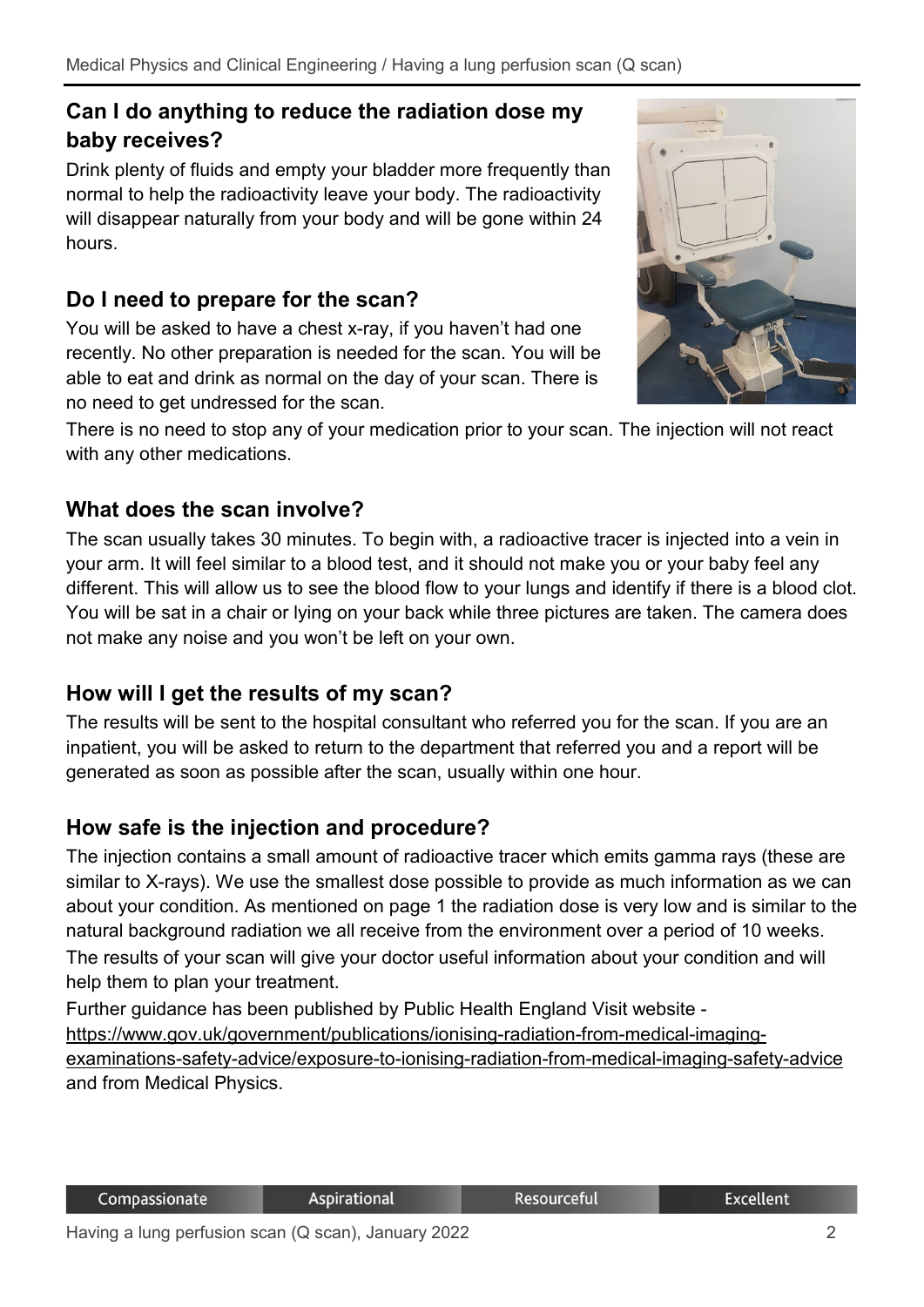## Can I do anything to reduce the radiation dose my baby receives?

Drink plenty of fluids and empty your bladder more frequently than normal to help the radioactivity leave your body. The radioactivity will disappear naturally from your body and will be gone within 24 hours.

## Do I need to prepare for the scan?

You will be asked to have a chest x-ray, if you haven't had one recently. No other preparation is needed for the scan. You will be able to eat and drink as normal on the day of your scan. There is no need to get undressed for the scan.

There is no need to stop any of your medication prior to your scan. The injection will not react with any other medications.

## What does the scan involve?

The scan usually takes 30 minutes. To begin with, a radioactive tracer is injected into a vein in your arm. It will feel similar to a blood test, and it should not make you or your baby feel any different. This will allow us to see the blood flow to your lungs and identify if there is a blood clot. You will be sat in a chair or lying on your back while three pictures are taken. The camera does not make any noise and you won't be left on your own.

## How will I get the results of my scan?

The results will be sent to the hospital consultant who referred you for the scan. If you are an inpatient, you will be asked to return to the department that referred you and a report will be generated as soon as possible after the scan, usually within one hour.

## How safe is the injection and procedure?

The injection contains a small amount of radioactive tracer which emits gamma rays (these are similar to X-rays). We use the smallest dose possible to provide as much information as we can about your condition. As mentioned on page 1 the radiation dose is very low and is similar to the natural background radiation we all receive from the environment over a period of 10 weeks.

The results of your scan will give your doctor useful information about your condition and will help them to plan your treatment.

Further guidance has been published by Public Health England Visit website - https://www.gov.uk/government/publications/ionising-radiation-from-medical-imaging-examinations-safety-advice/exposure-to-ionising-radiation-from-medical-imaging-safety-advice and from Medical Physics.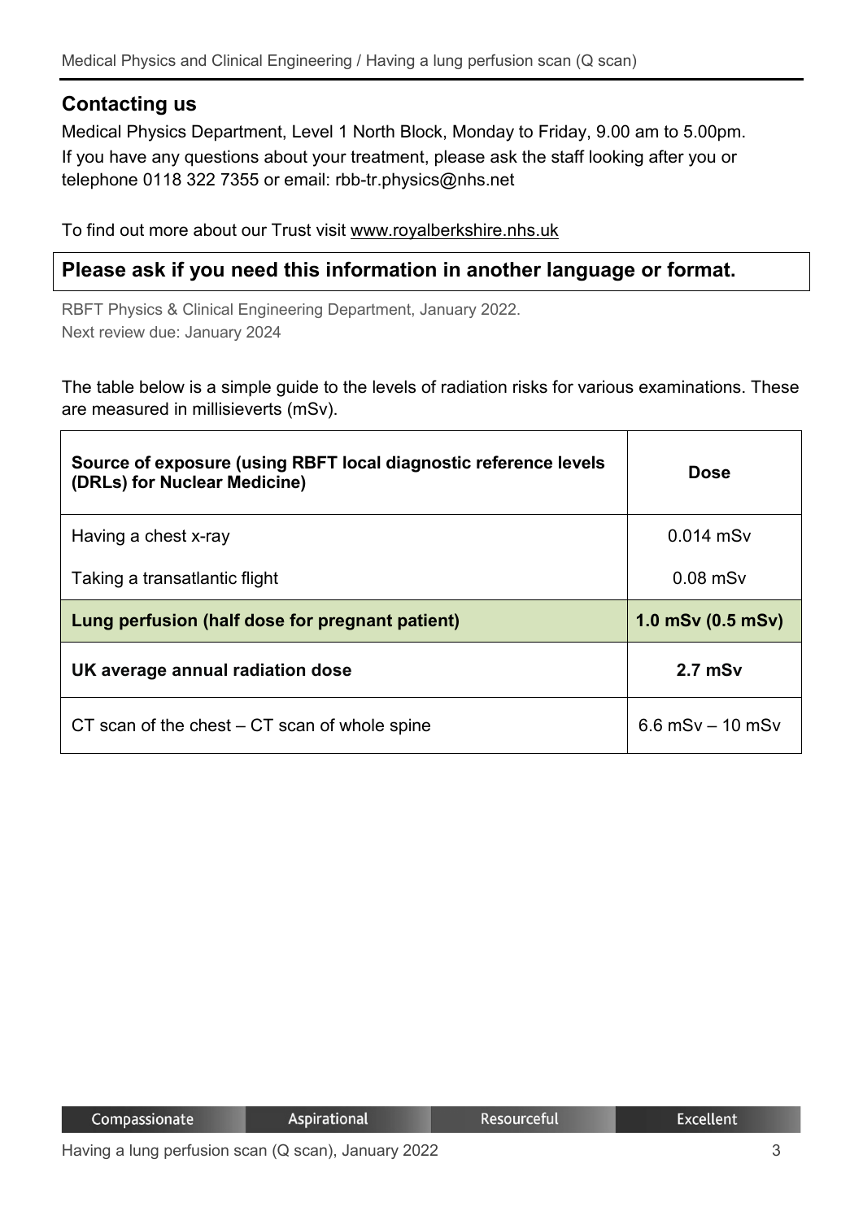## Contacting us

Medical Physics Department, Level 1 North Block, Monday to Friday, 9.00 am to 5.00pm.
If you have any questions about your treatment, please ask the staff looking after you or telephone 0118 322 7355 or email: rbb-tr.physics@nhs.net

To find out more about our Trust visit www.royalberkshire.nhs.uk

**Please ask if you need this information in another language or format.**

RBFT Physics & Clinical Engineering Department, January 2022.
Next review due: January 2024

The table below is a simple guide to the levels of radiation risks for various examinations. These are measured in millisieverts (mSv).

| Source of exposure (using RBFT local diagnostic reference levels (DRLs) for Nuclear Medicine) | Dose |
|---|---|
| Having a chest x-ray | 0.014 mSv |
| Taking a transatlantic flight | 0.08 mSv |
| **Lung perfusion (half dose for pregnant patient)** | **1.0 mSv (0.5 mSv)** |
| **UK average annual radiation dose** | **2.7 mSv** |
| CT scan of the chest – CT scan of whole spine | 6.6 mSv – 10 mSv |

Compassionate | Aspirational | Resourceful | Excellent